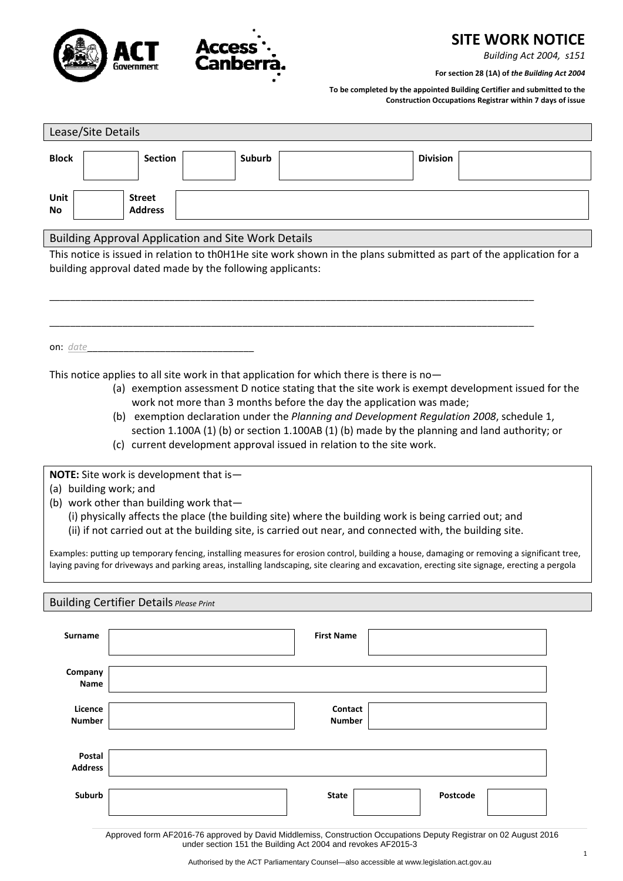# SITE WORK NOTICE

*Building Act 2004, s151*

**For section 28 (1A) of *the Building Act 2004***

**To be completed by the appointed Building Certifier and submitted to the Construction Occupations Registrar within 7 days of issue**

## Lease/Site Details

| **Block** | | **Section** | | **Suburb** | | **Division** | |
|---|---|---|---|---|---|---|---|

| **Unit No** | | **Street Address** | |
|---|---|---|---|

## Building Approval Application and Site Work Details

This notice is issued in relation to th0H1He site work shown in the plans submitted as part of the application for a building approval dated made by the following applicants:

_____________________________________________________________________________________________

_____________________________________________________________________________________________

on: *date*_______________________________

This notice applies to all site work in that application for which there is there is no—

(a) exemption assessment D notice stating that the site work is exempt development issued for the work not more than 3 months before the day the application was made;

(b) exemption declaration under the *Planning and Development Regulation 2008*, schedule 1, section 1.100A (1) (b) or section 1.100AB (1) (b) made by the planning and land authority; or

(c) current development approval issued in relation to the site work.

**NOTE:** Site work is development that is—

(a) building work; and

(b) work other than building work that—

(i) physically affects the place (the building site) where the building work is being carried out; and

(ii) if not carried out at the building site, is carried out near, and connected with, the building site.

Examples: putting up temporary fencing, installing measures for erosion control, building a house, damaging or removing a significant tree, laying paving for driveways and parking areas, installing landscaping, site clearing and excavation, erecting site signage, erecting a pergola

## Building Certifier Details *Please Print*

| **Surname** | | **First Name** | |
|---|---|---|---|
| **Company Name** | | | |
| **Licence Number** | | **Contact Number** | |
| **Postal Address** | | | |

| **Suburb** | | **State** | | **Postcode** | |
|---|---|---|---|---|---|

Approved form AF2016-76 approved by David Middlemiss, Construction Occupations Deputy Registrar on 02 August 2016 under section 151 the Building Act 2004 and revokes AF2015-3

Authorised by the ACT Parliamentary Counsel—also accessible at www.legislation.act.gov.au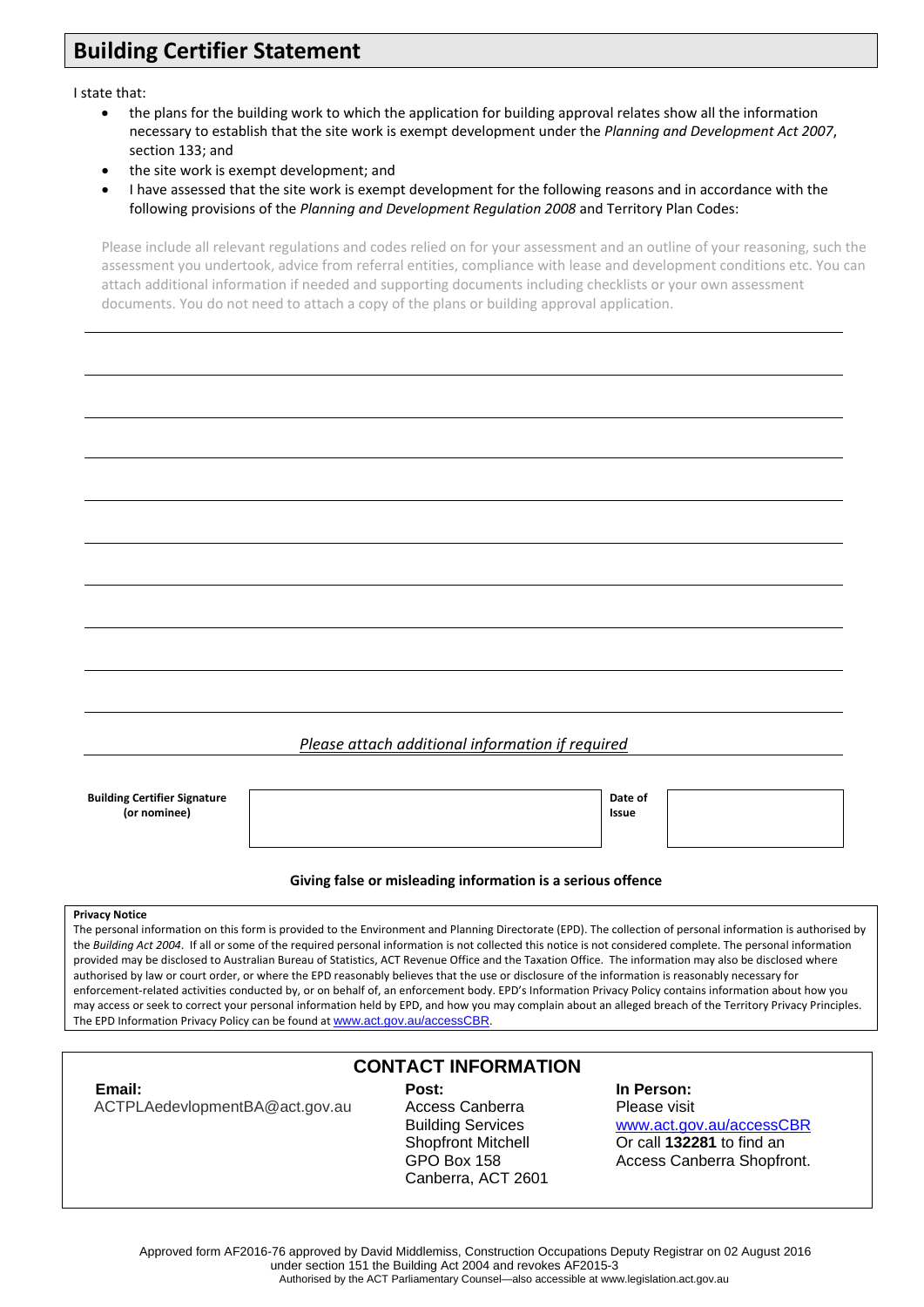## Building Certifier Statement

I state that:

- the plans for the building work to which the application for building approval relates show all the information necessary to establish that the site work is exempt development under the *Planning and Development Act 2007*, section 133; and
- the site work is exempt development; and
- I have assessed that the site work is exempt development for the following reasons and in accordance with the following provisions of the *Planning and Development Regulation 2008* and Territory Plan Codes:

Please include all relevant regulations and codes relied on for your assessment and an outline of your reasoning, such the assessment you undertook, advice from referral entities, compliance with lease and development conditions etc. You can attach additional information if needed and supporting documents including checklists or your own assessment documents. You do not need to attach a copy of the plans or building approval application.

*Please attach additional information if required*

| | | | |
|---|---|---|---|
| **Building Certifier Signature (or nominee)** | | **Date of Issue** | |

**Giving false or misleading information is a serious offence**

**Privacy Notice**

The personal information on this form is provided to the Environment and Planning Directorate (EPD). The collection of personal information is authorised by the *Building Act 2004*. If all or some of the required personal information is not collected this notice is not considered complete. The personal information provided may be disclosed to Australian Bureau of Statistics, ACT Revenue Office and the Taxation Office. The information may also be disclosed where authorised by law or court order, or where the EPD reasonably believes that the use or disclosure of the information is reasonably necessary for enforcement-related activities conducted by, or on behalf of, an enforcement body. EPD's Information Privacy Policy contains information about how you may access or seek to correct your personal information held by EPD, and how you may complain about an alleged breach of the Territory Privacy Principles. The EPD Information Privacy Policy can be found at www.act.gov.au/accessCBR.

### CONTACT INFORMATION

**Email:**
ACTPLAedevlopmentBA@act.gov.au

**Post:**
Access Canberra
Building Services
Shopfront Mitchell
GPO Box 158
Canberra, ACT 2601

**In Person:**
Please visit
www.act.gov.au/accessCBR
Or call **132281** to find an Access Canberra Shopfront.

Approved form AF2016-76 approved by David Middlemiss, Construction Occupations Deputy Registrar on 02 August 2016 under section 151 the Building Act 2004 and revokes AF2015-3

Authorised by the ACT Parliamentary Counsel—also accessible at www.legislation.act.gov.au